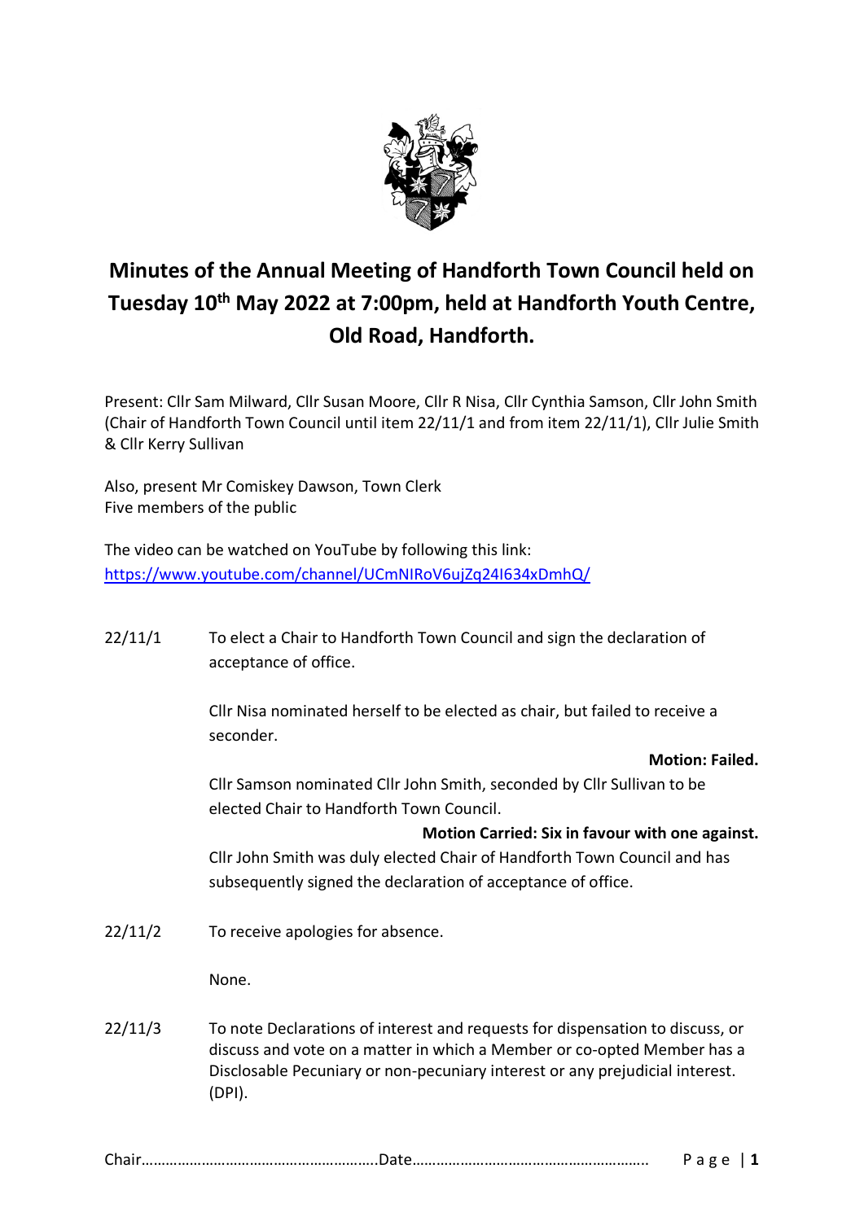# Minutes of the Annual Meeting of Handforth Town Council held on Tuesday 10th May 2022 at 7:00pm, held at Handforth Youth Centre, Old Road, Handforth.

Present: Cllr Sam Milward, Cllr Susan Moore, Cllr R Nisa, Cllr Cynthia Samson, Cllr John Smith (Chair of Handforth Town Council until item 22/11/1 and from item 22/11/1), Cllr Julie Smith & Cllr Kerry Sullivan

Also, present Mr Comiskey Dawson, Town Clerk
Five members of the public

The video can be watched on YouTube by following this link:
https://www.youtube.com/channel/UCmNIRoV6ujZq24I634xDmhQ/

22/11/1 To elect a Chair to Handforth Town Council and sign the declaration of acceptance of office.

Cllr Nisa nominated herself to be elected as chair, but failed to receive a seconder.

**Motion: Failed.**

Cllr Samson nominated Cllr John Smith, seconded by Cllr Sullivan to be elected Chair to Handforth Town Council.

**Motion Carried: Six in favour with one against.**

Cllr John Smith was duly elected Chair of Handforth Town Council and has subsequently signed the declaration of acceptance of office.

22/11/2 To receive apologies for absence.

None.

22/11/3 To note Declarations of interest and requests for dispensation to discuss, or discuss and vote on a matter in which a Member or co-opted Member has a Disclosable Pecuniary or non-pecuniary interest or any prejudicial interest. (DPI).

Chair…………………………………………………Date…………………………………………………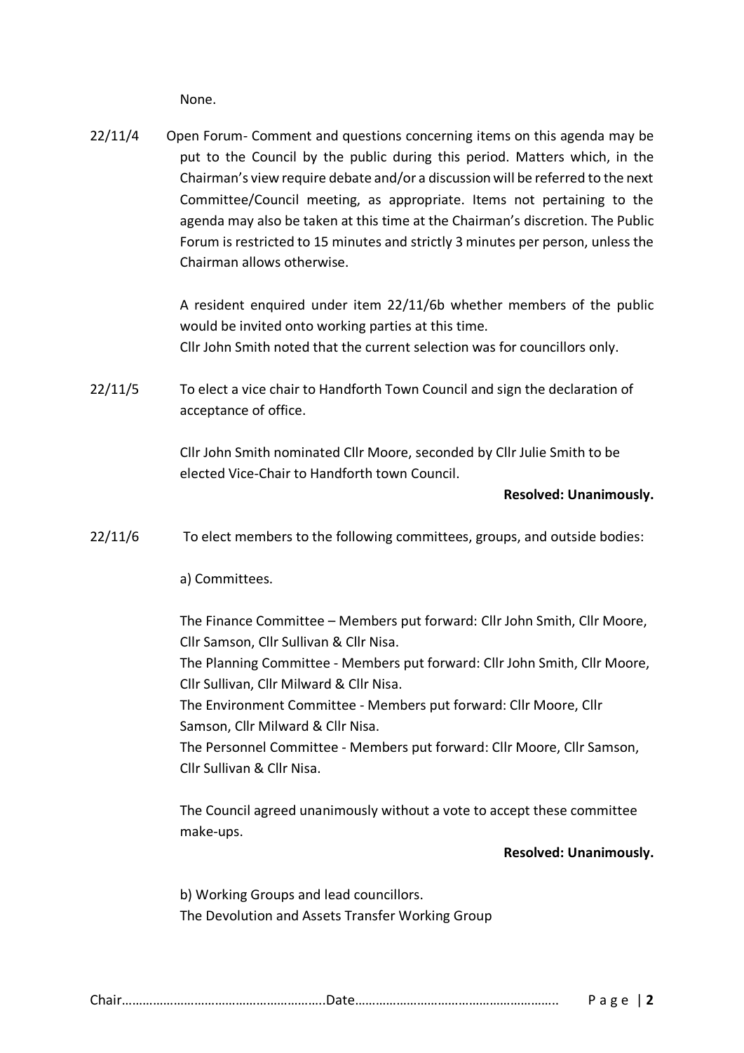None.

22/11/4 Open Forum- Comment and questions concerning items on this agenda may be put to the Council by the public during this period. Matters which, in the Chairman's view require debate and/or a discussion will be referred to the next Committee/Council meeting, as appropriate. Items not pertaining to the agenda may also be taken at this time at the Chairman's discretion. The Public Forum is restricted to 15 minutes and strictly 3 minutes per person, unless the Chairman allows otherwise.

A resident enquired under item 22/11/6b whether members of the public would be invited onto working parties at this time.
Cllr John Smith noted that the current selection was for councillors only.

22/11/5 To elect a vice chair to Handforth Town Council and sign the declaration of acceptance of office.

Cllr John Smith nominated Cllr Moore, seconded by Cllr Julie Smith to be elected Vice-Chair to Handforth town Council.

**Resolved: Unanimously.**

22/11/6 To elect members to the following committees, groups, and outside bodies:

a) Committees.

The Finance Committee – Members put forward: Cllr John Smith, Cllr Moore, Cllr Samson, Cllr Sullivan & Cllr Nisa.
The Planning Committee - Members put forward: Cllr John Smith, Cllr Moore, Cllr Sullivan, Cllr Milward & Cllr Nisa.
The Environment Committee - Members put forward: Cllr Moore, Cllr Samson, Cllr Milward & Cllr Nisa.
The Personnel Committee - Members put forward: Cllr Moore, Cllr Samson, Cllr Sullivan & Cllr Nisa.

The Council agreed unanimously without a vote to accept these committee make-ups.

**Resolved: Unanimously.**

b) Working Groups and lead councillors.
The Devolution and Assets Transfer Working Group

Chair…………………………………………………Date…………………………………………………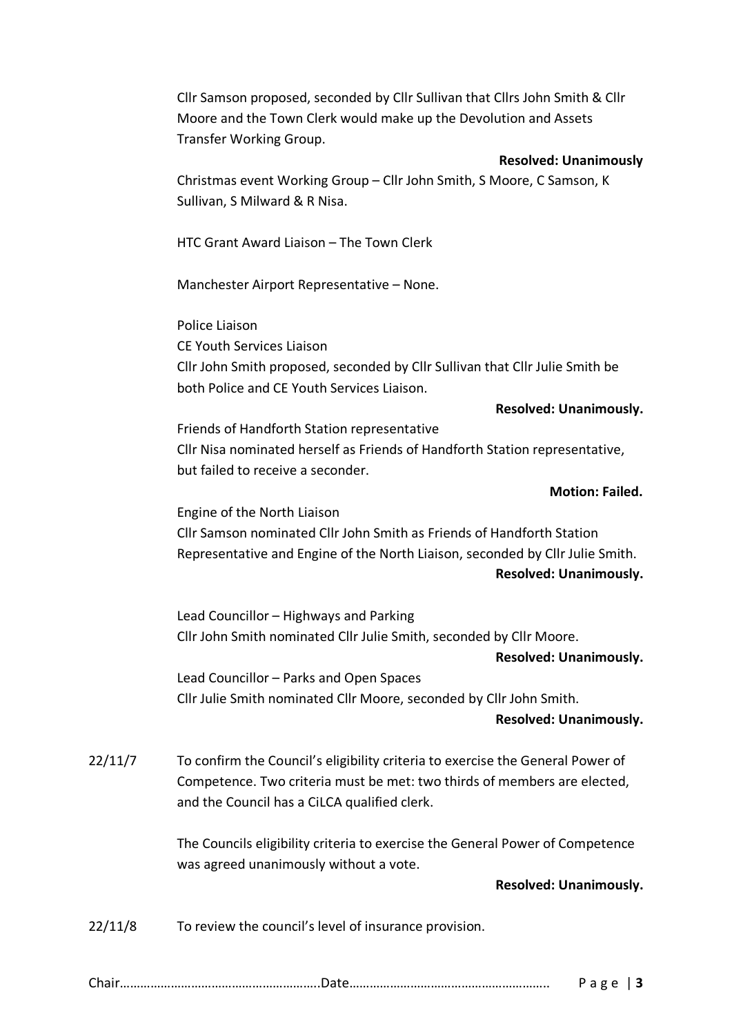Cllr Samson proposed, seconded by Cllr Sullivan that Cllrs John Smith & Cllr Moore and the Town Clerk would make up the Devolution and Assets Transfer Working Group.

**Resolved: Unanimously**

Christmas event Working Group – Cllr John Smith, S Moore, C Samson, K Sullivan, S Milward & R Nisa.

HTC Grant Award Liaison – The Town Clerk

Manchester Airport Representative – None.

Police Liaison

CE Youth Services Liaison

Cllr John Smith proposed, seconded by Cllr Sullivan that Cllr Julie Smith be both Police and CE Youth Services Liaison.

**Resolved: Unanimously.**

Friends of Handforth Station representative

Cllr Nisa nominated herself as Friends of Handforth Station representative, but failed to receive a seconder.

**Motion: Failed.**

Engine of the North Liaison

Cllr Samson nominated Cllr John Smith as Friends of Handforth Station Representative and Engine of the North Liaison, seconded by Cllr Julie Smith.

**Resolved: Unanimously.**

Lead Councillor – Highways and Parking

Cllr John Smith nominated Cllr Julie Smith, seconded by Cllr Moore.

**Resolved: Unanimously.**

Lead Councillor – Parks and Open Spaces

Cllr Julie Smith nominated Cllr Moore, seconded by Cllr John Smith.

**Resolved: Unanimously.**

22/11/7 To confirm the Council's eligibility criteria to exercise the General Power of Competence. Two criteria must be met: two thirds of members are elected, and the Council has a CiLCA qualified clerk.

The Councils eligibility criteria to exercise the General Power of Competence was agreed unanimously without a vote.

**Resolved: Unanimously.**

22/11/8 To review the council's level of insurance provision.

Chair…………………………………………………Date…………………………………………………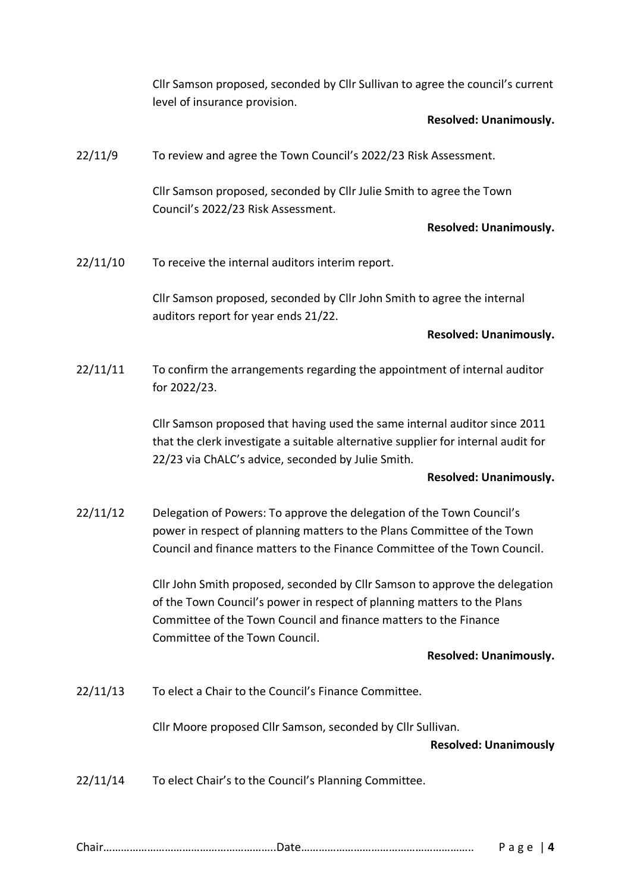Cllr Samson proposed, seconded by Cllr Sullivan to agree the council's current level of insurance provision.

**Resolved: Unanimously.**

22/11/9 To review and agree the Town Council's 2022/23 Risk Assessment.

Cllr Samson proposed, seconded by Cllr Julie Smith to agree the Town Council's 2022/23 Risk Assessment.

**Resolved: Unanimously.**

22/11/10 To receive the internal auditors interim report.

Cllr Samson proposed, seconded by Cllr John Smith to agree the internal auditors report for year ends 21/22.

**Resolved: Unanimously.**

22/11/11 To confirm the arrangements regarding the appointment of internal auditor for 2022/23.

Cllr Samson proposed that having used the same internal auditor since 2011 that the clerk investigate a suitable alternative supplier for internal audit for 22/23 via ChALC's advice, seconded by Julie Smith.

**Resolved: Unanimously.**

22/11/12 Delegation of Powers: To approve the delegation of the Town Council's power in respect of planning matters to the Plans Committee of the Town Council and finance matters to the Finance Committee of the Town Council.

Cllr John Smith proposed, seconded by Cllr Samson to approve the delegation of the Town Council's power in respect of planning matters to the Plans Committee of the Town Council and finance matters to the Finance Committee of the Town Council.

**Resolved: Unanimously.**

22/11/13 To elect a Chair to the Council's Finance Committee.

Cllr Moore proposed Cllr Samson, seconded by Cllr Sullivan.

**Resolved: Unanimously**

22/11/14 To elect Chair's to the Council's Planning Committee.

Chair……………………………………………….Date…………………………………………………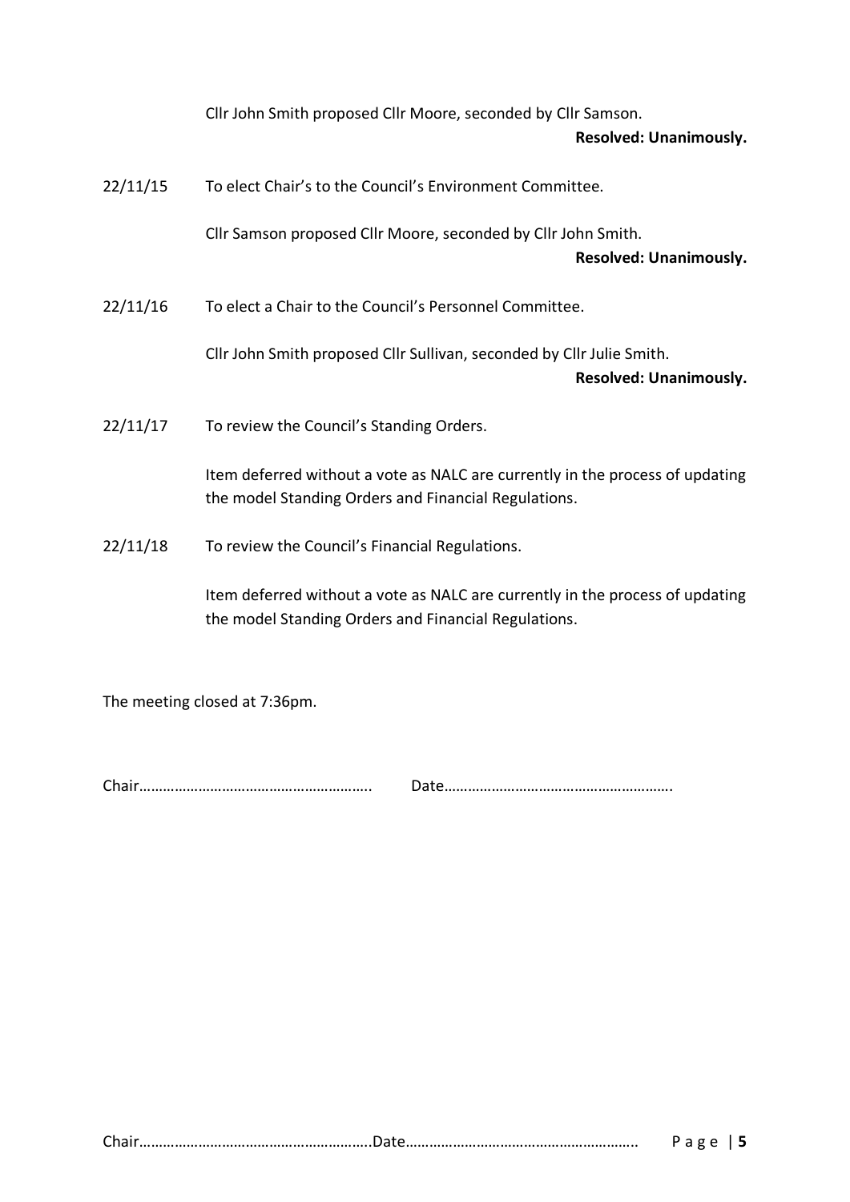Cllr John Smith proposed Cllr Moore, seconded by Cllr Samson.

**Resolved: Unanimously.**

22/11/15 To elect Chair's to the Council's Environment Committee.

Cllr Samson proposed Cllr Moore, seconded by Cllr John Smith.

**Resolved: Unanimously.**

22/11/16 To elect a Chair to the Council's Personnel Committee.

Cllr John Smith proposed Cllr Sullivan, seconded by Cllr Julie Smith.

**Resolved: Unanimously.**

22/11/17 To review the Council's Standing Orders.

Item deferred without a vote as NALC are currently in the process of updating the model Standing Orders and Financial Regulations.

22/11/18 To review the Council's Financial Regulations.

Item deferred without a vote as NALC are currently in the process of updating the model Standing Orders and Financial Regulations.

The meeting closed at 7:36pm.

Chair…………………………………………………. Date………………………………………………….